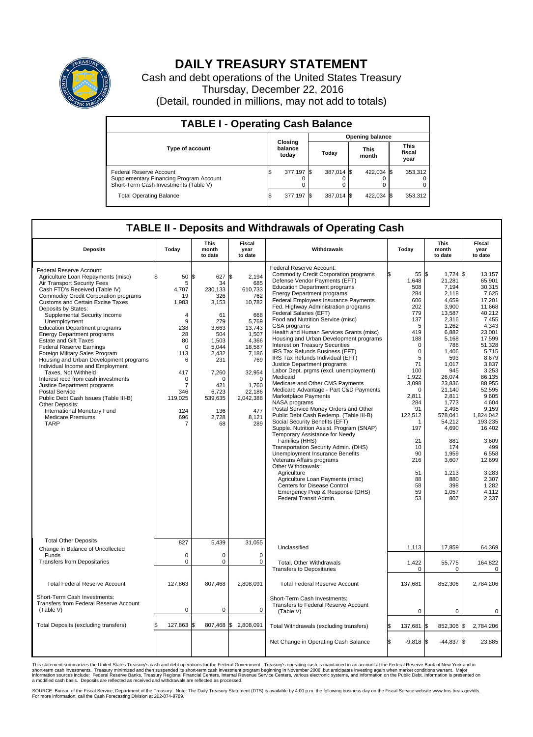# DAILY TREASURY STATEMENT

Cash and debt operations of the United States Treasury
Thursday, December 22, 2016
(Detail, rounded in millions, may not add to totals)

## TABLE I - Operating Cash Balance

| Type of account | Closing balance today | Opening balance Today | Opening balance This month | Opening balance This fiscal year |
|---|---|---|---|---|
| Federal Reserve Account | $ 377,197 | $ 387,014 | $ 422,034 | $ 353,312 |
| Supplementary Financing Program Account | 0 | 0 | 0 | 0 |
| Short-Term Cash Investments (Table V) | 0 | 0 | 0 | 0 |
| Total Operating Balance | $ 377,197 | $ 387,014 | $ 422,034 | $ 353,312 |

## TABLE II - Deposits and Withdrawals of Operating Cash

| Deposits | Today | This month to date | Fiscal year to date | Withdrawals | Today | This month to date | Fiscal year to date |
|---|---|---|---|---|---|---|---|
| Federal Reserve Account: | | | | Federal Reserve Account: | | | |
| Agriculture Loan Repayments (misc) | $ 50 | $ 627 | $ 2,194 | Commodity Credit Corporation programs | $ 55 | $ 1,724 | $ 13,157 |
| Air Transport Security Fees | 5 | 34 | 685 | Defense Vendor Payments (EFT) | 1,648 | 21,281 | 65,901 |
| Cash FTD's Received (Table IV) | 4,707 | 230,133 | 610,733 | Education Department programs | 508 | 7,194 | 30,315 |
| Commodity Credit Corporation programs | 19 | 326 | 762 | Energy Department programs | 284 | 2,118 | 7,625 |
| Customs and Certain Excise Taxes | 1,983 | 3,153 | 10,782 | Federal Employees Insurance Payments | 606 | 4,659 | 17,201 |
| Deposits by States: | | | | Fed. Highway Administration programs | 202 | 3,900 | 11,668 |
| Supplemental Security Income | 4 | 61 | 668 | Federal Salaries (EFT) | 779 | 13,587 | 40,212 |
| Unemployment | 9 | 279 | 5,769 | Food and Nutrition Service (misc) | 137 | 2,316 | 7,455 |
| Education Department programs | 238 | 3,663 | 13,743 | GSA programs | 5 | 1,262 | 4,343 |
| Energy Department programs | 28 | 504 | 1,507 | Health and Human Services Grants (misc) | 419 | 6,882 | 23,001 |
| Estate and Gift Taxes | 80 | 1,503 | 4,366 | Housing and Urban Development programs | 188 | 5,168 | 17,599 |
| Federal Reserve Earnings | 0 | 5,044 | 18,587 | Interest on Treasury Securities | 0 | 786 | 51,328 |
| Foreign Military Sales Program | 113 | 2,432 | 7,186 | IRS Tax Refunds Business (EFT) | 0 | 1,406 | 5,715 |
| Housing and Urban Development programs | 6 | 231 | 769 | IRS Tax Refunds Individual (EFT) | 5 | 593 | 8,679 |
| Individual Income and Employment Taxes, Not Withheld | 417 | 7,260 | 32,954 | Justice Department programs | 71 | 1,017 | 3,837 |
| Interest recd from cash investments | 0 | 0 | 0 | Labor Dept. prgms (excl. unemployment) | 100 | 945 | 3,253 |
| Justice Department programs | 7 | 421 | 1,760 | Medicaid | 1,922 | 26,074 | 86,135 |
| Postal Service | 346 | 6,723 | 22,186 | Medicare and Other CMS Payments | 3,098 | 23,836 | 88,955 |
| Public Debt Cash Issues (Table III-B) | 119,025 | 539,635 | 2,042,388 | Medicare Advantage - Part C&D Payments | 0 | 21,140 | 52,595 |
| Other Deposits: | | | | Marketplace Payments | 2,811 | 2,811 | 9,605 |
| International Monetary Fund | 124 | 136 | 477 | NASA programs | 284 | 1,773 | 4,604 |
| Medicare Premiums | 696 | 2,728 | 8,121 | Postal Service Money Orders and Other | 91 | 2,495 | 9,159 |
| TARP | 7 | 68 | 289 | Public Debt Cash Redemp. (Table III-B) | 122,512 | 578,041 | 1,824,042 |
| | | | | Social Security Benefits (EFT) | 1 | 54,212 | 193,235 |
| | | | | Supple. Nutrition Assist. Program (SNAP) | 197 | 4,690 | 16,402 |
| | | | | Temporary Assistance for Needy Families (HHS) | 21 | 881 | 3,609 |
| | | | | Transportation Security Admin. (DHS) | 10 | 174 | 499 |
| | | | | Unemployment Insurance Benefits | 90 | 1,959 | 6,558 |
| | | | | Veterans Affairs programs | 216 | 3,607 | 12,699 |
| | | | | Other Withdrawals: | | | |
| | | | | Agriculture | 51 | 1,213 | 3,283 |
| | | | | Agriculture Loan Payments (misc) | 88 | 880 | 2,307 |
| | | | | Centers for Disease Control | 58 | 398 | 1,282 |
| | | | | Emergency Prep & Response (DHS) | 59 | 1,057 | 4,112 |
| | | | | Federal Transit Admin. | 53 | 807 | 2,337 |
| Total Other Deposits | 827 | 5,439 | 31,055 | Unclassified | 1,113 | 17,859 | 64,369 |
| Change in Balance of Uncollected Funds | 0 | 0 | 0 | | | | |
| Transfers from Depositaries | 0 | 0 | 0 | Total, Other Withdrawals | 1,422 | 55,775 | 164,822 |
| | | | | Transfers to Depositaries | 0 | 0 | 0 |
| Total Federal Reserve Account | 127,863 | 807,468 | 2,808,091 | Total Federal Reserve Account | 137,681 | 852,306 | 2,784,206 |
| Short-Term Cash Investments: Transfers from Federal Reserve Account (Table V) | 0 | 0 | 0 | Short-Term Cash Investments: Transfers to Federal Reserve Account (Table V) | 0 | 0 | 0 |
| Total Deposits (excluding transfers) | $ 127,863 | $ 807,468 | $ 2,808,091 | Total Withdrawals (excluding transfers) | $ 137,681 | $ 852,306 | $ 2,784,206 |
| | | | | Net Change in Operating Cash Balance | $ -9,818 | $ -44,837 | $ 23,885 |

This statement summarizes the United States Treasury's cash and debt operations for the Federal Government. Treasury's operating cash is maintained in an account at the Federal Reserve Bank of New York and in short-term cash investments. Treasury minimized and then suspended its short-term cash investment program beginning in November 2008, but anticipates investing again when market conditions warrant. Major information sources include: Federal Reserve Banks, Treasury Regional Financial Centers, Internal Revenue Service Centers, various electronic systems, and information on the Public Debt. Information is presented on a modified cash basis. Deposits are reflected as received and withdrawals are reflected as processed.

SOURCE: Bureau of the Fiscal Service, Department of the Treasury. Note: The Daily Treasury Statement (DTS) is available by 4:00 p.m. the following business day on the Fiscal Service website www.fms.treas.gov/dts. For more information, call the Cash Forecasting Division at 202-874-9789.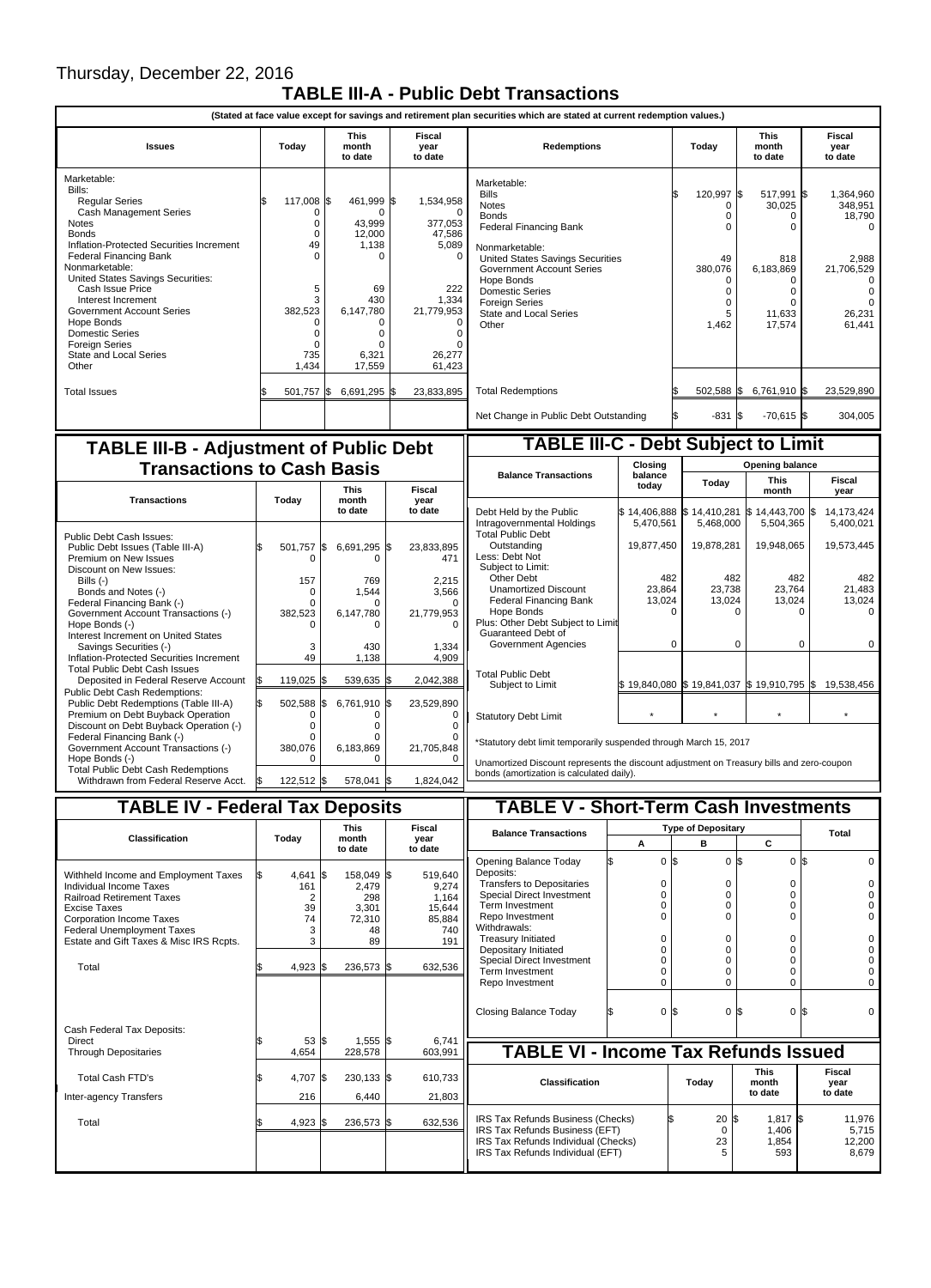Thursday, December 22, 2016

# TABLE III-A - Public Debt Transactions

(Stated at face value except for savings and retirement plan securities which are stated at current redemption values.)

| Issues | Today | This month to date | Fiscal year to date |
|---|---|---|---|
| Marketable: | | | |
| Bills: | | | |
| Regular Series | $ 117,008 | $ 461,999 | $ 1,534,958 |
| Cash Management Series | 0 | 0 | 0 |
| Notes | 0 | 43,999 | 377,053 |
| Bonds | 0 | 12,000 | 47,586 |
| Inflation-Protected Securities Increment | 49 | 1,138 | 5,089 |
| Federal Financing Bank | 0 | 0 | 0 |
| Nonmarketable: | | | |
| United States Savings Securities: | | | |
| Cash Issue Price | 5 | 69 | 222 |
| Interest Increment | 3 | 430 | 1,334 |
| Government Account Series | 382,523 | 6,147,780 | 21,779,953 |
| Hope Bonds | 0 | 0 | 0 |
| Domestic Series | 0 | 0 | 0 |
| Foreign Series | 0 | 0 | 0 |
| State and Local Series | 735 | 6,321 | 26,277 |
| Other | 1,434 | 17,559 | 61,423 |
| Total Issues | $ 501,757 | $ 6,691,295 | $ 23,833,895 |

| Redemptions | Today | This month to date | Fiscal year to date |
|---|---|---|---|
| Marketable: | | | |
| Bills | $ 120,997 | $ 517,991 | $ 1,364,960 |
| Notes | 0 | 30,025 | 348,951 |
| Bonds | 0 | 0 | 18,790 |
| Federal Financing Bank | 0 | 0 | 0 |
| Nonmarketable: | | | |
| United States Savings Securities | 49 | 818 | 2,988 |
| Government Account Series | 380,076 | 6,183,869 | 21,706,529 |
| Hope Bonds | 0 | 0 | 0 |
| Domestic Series | 0 | 0 | 0 |
| Foreign Series | 0 | 0 | 0 |
| State and Local Series | 5 | 11,633 | 26,231 |
| Other | 1,462 | 17,574 | 61,441 |
| Total Redemptions | $ 502,588 | $ 6,761,910 | $ 23,529,890 |
| Net Change in Public Debt Outstanding | $ -831 | $ -70,615 | $ 304,005 |

# TABLE III-B - Adjustment of Public Debt Transactions to Cash Basis

| Transactions | Today | This month to date | Fiscal year to date |
|---|---|---|---|
| Public Debt Cash Issues: | | | |
| Public Debt Issues (Table III-A) | $ 501,757 | $ 6,691,295 | $ 23,833,895 |
| Premium on New Issues | 0 | 0 | 471 |
| Discount on New Issues: | | | |
| Bills (-) | 157 | 769 | 2,215 |
| Bonds and Notes (-) | 0 | 1,544 | 3,566 |
| Federal Financing Bank (-) | 0 | 0 | 0 |
| Government Account Transactions (-) | 382,523 | 6,147,780 | 21,779,953 |
| Hope Bonds (-) | 0 | 0 | 0 |
| Interest Increment on United States Savings Securities (-) | 3 | 430 | 1,334 |
| Inflation-Protected Securities Increment | 49 | 1,138 | 4,909 |
| Total Public Debt Cash Issues Deposited in Federal Reserve Account | $ 119,025 | $ 539,635 | $ 2,042,388 |
| Public Debt Cash Redemptions: | | | |
| Public Debt Redemptions (Table III-A) | $ 502,588 | $ 6,761,910 | $ 23,529,890 |
| Premium on Debt Buyback Operation | 0 | 0 | 0 |
| Discount on Debt Buyback Operation (-) | 0 | 0 | 0 |
| Federal Financing Bank (-) | 0 | 0 | 0 |
| Government Account Transactions (-) | 380,076 | 6,183,869 | 21,705,848 |
| Hope Bonds (-) | 0 | 0 | 0 |
| Total Public Debt Cash Redemptions Withdrawn from Federal Reserve Acct. | $ 122,512 | $ 578,041 | $ 1,824,042 |

# TABLE III-C - Debt Subject to Limit

| Balance Transactions | Closing balance today | Opening balance Today | Opening balance This month | Opening balance Fiscal year |
|---|---|---|---|---|
| Debt Held by the Public | $ 14,406,888 | $ 14,410,281 | $ 14,443,700 | $ 14,173,424 |
| Intragovernmental Holdings | 5,470,561 | 5,468,000 | 5,504,365 | 5,400,021 |
| Total Public Debt Outstanding | 19,877,450 | 19,878,281 | 19,948,065 | 19,573,445 |
| Less: Debt Not Subject to Limit: | | | | |
| Other Debt | 482 | 482 | 482 | 482 |
| Unamortized Discount | 23,864 | 23,738 | 23,764 | 21,483 |
| Federal Financing Bank | 13,024 | 13,024 | 13,024 | 13,024 |
| Hope Bonds | 0 | 0 | 0 | 0 |
| Plus: Other Debt Subject to Limit | | | | |
| Guaranteed Debt of Government Agencies | 0 | 0 | 0 | 0 |
| Total Public Debt Subject to Limit | $ 19,840,080 | $ 19,841,037 | $ 19,910,795 | $ 19,538,456 |
| Statutory Debt Limit | * | * | * | * |

*Statutory debt limit temporarily suspended through March 15, 2017

Unamortized Discount represents the discount adjustment on Treasury bills and zero-coupon bonds (amortization is calculated daily).

# TABLE IV - Federal Tax Deposits

| Classification | Today | This month to date | Fiscal year to date |
|---|---|---|---|
| Withheld Income and Employment Taxes | $ 4,641 | $ 158,049 | $ 519,640 |
| Individual Income Taxes | 161 | 2,479 | 9,274 |
| Railroad Retirement Taxes | 2 | 298 | 1,164 |
| Excise Taxes | 39 | 3,301 | 15,644 |
| Corporation Income Taxes | 74 | 72,310 | 85,884 |
| Federal Unemployment Taxes | 3 | 48 | 740 |
| Estate and Gift Taxes & Misc IRS Rcpts. | 3 | 89 | 191 |
| Total | $ 4,923 | $ 236,573 | $ 632,536 |
| Cash Federal Tax Deposits: | | | |
| Direct | $ 53 | $ 1,555 | $ 6,741 |
| Through Depositaries | 4,654 | 228,578 | 603,991 |
| Total Cash FTD's | $ 4,707 | $ 230,133 | $ 610,733 |
| Inter-agency Transfers | 216 | 6,440 | 21,803 |
| Total | $ 4,923 | $ 236,573 | $ 632,536 |

# TABLE V - Short-Term Cash Investments

| Balance Transactions | Type of Depositary A | Type of Depositary B | Type of Depositary C | Total |
|---|---|---|---|---|
| Opening Balance Today | $ 0 | $ 0 | $ 0 | $ 0 |
| Deposits: | | | | |
| Transfers to Depositaries | 0 | 0 | 0 | 0 |
| Special Direct Investment | 0 | 0 | 0 | 0 |
| Term Investment | 0 | 0 | 0 | 0 |
| Repo Investment | 0 | 0 | 0 | 0 |
| Withdrawals: | | | | |
| Treasury Initiated | 0 | 0 | 0 | 0 |
| Depositary Initiated | 0 | 0 | 0 | 0 |
| Special Direct Investment | 0 | 0 | 0 | 0 |
| Term Investment | 0 | 0 | 0 | 0 |
| Repo Investment | 0 | 0 | 0 | 0 |
| Closing Balance Today | $ 0 | $ 0 | $ 0 | $ 0 |

# TABLE VI - Income Tax Refunds Issued

| Classification | Today | This month to date | Fiscal year to date |
|---|---|---|---|
| IRS Tax Refunds Business (Checks) | $ 20 | $ 1,817 | $ 11,976 |
| IRS Tax Refunds Business (EFT) | 0 | 1,406 | 5,715 |
| IRS Tax Refunds Individual (Checks) | 23 | 1,854 | 12,200 |
| IRS Tax Refunds Individual (EFT) | 5 | 593 | 8,679 |